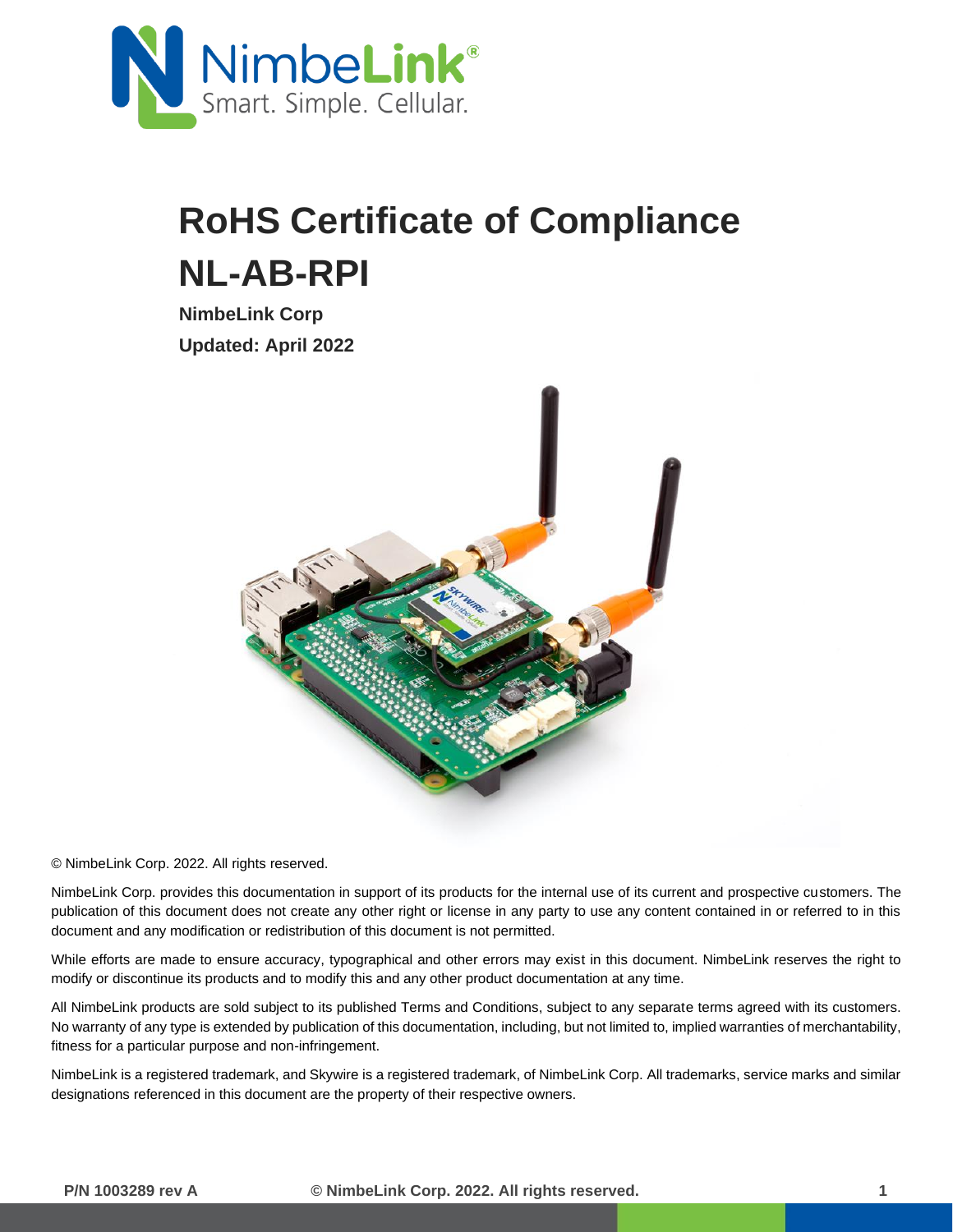# RoHS Certificate of Compliance

# NL-AB-RPI

**NimbeLink Corp**

**Updated: April 2022**

© NimbeLink Corp. 2022. All rights reserved.

NimbeLink Corp. provides this documentation in support of its products for the internal use of its current and prospective customers. The publication of this document does not create any other right or license in any party to use any content contained in or referred to in this document and any modification or redistribution of this document is not permitted.

While efforts are made to ensure accuracy, typographical and other errors may exist in this document. NimbeLink reserves the right to modify or discontinue its products and to modify this and any other product documentation at any time.

All NimbeLink products are sold subject to its published Terms and Conditions, subject to any separate terms agreed with its customers. No warranty of any type is extended by publication of this documentation, including, but not limited to, implied warranties of merchantability, fitness for a particular purpose and non-infringement.

NimbeLink is a registered trademark, and Skywire is a registered trademark, of NimbeLink Corp. All trademarks, service marks and similar designations referenced in this document are the property of their respective owners.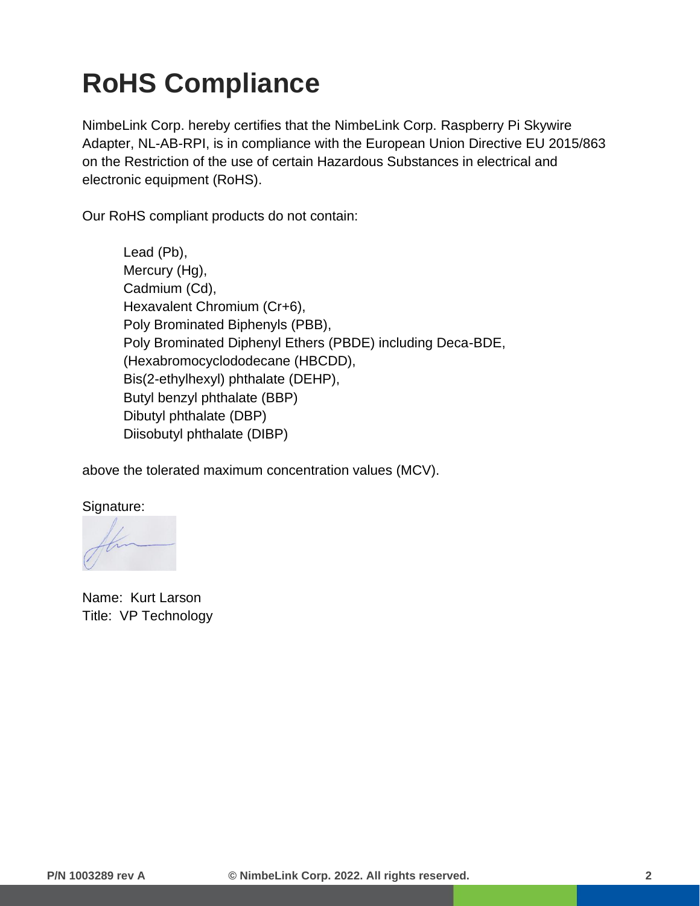# RoHS Compliance

NimbeLink Corp. hereby certifies that the NimbeLink Corp. Raspberry Pi Skywire Adapter, NL-AB-RPI, is in compliance with the European Union Directive EU 2015/863 on the Restriction of the use of certain Hazardous Substances in electrical and electronic equipment (RoHS).

Our RoHS compliant products do not contain:

Lead (Pb),
Mercury (Hg),
Cadmium (Cd),
Hexavalent Chromium (Cr+6),
Poly Brominated Biphenyls (PBB),
Poly Brominated Diphenyl Ethers (PBDE) including Deca-BDE,
(Hexabromocyclododecane (HBCDD),
Bis(2-ethylhexyl) phthalate (DEHP),
Butyl benzyl phthalate (BBP)
Dibutyl phthalate (DBP)
Diisobutyl phthalate (DIBP)

above the tolerated maximum concentration values (MCV).

Signature:

Name: Kurt Larson
Title: VP Technology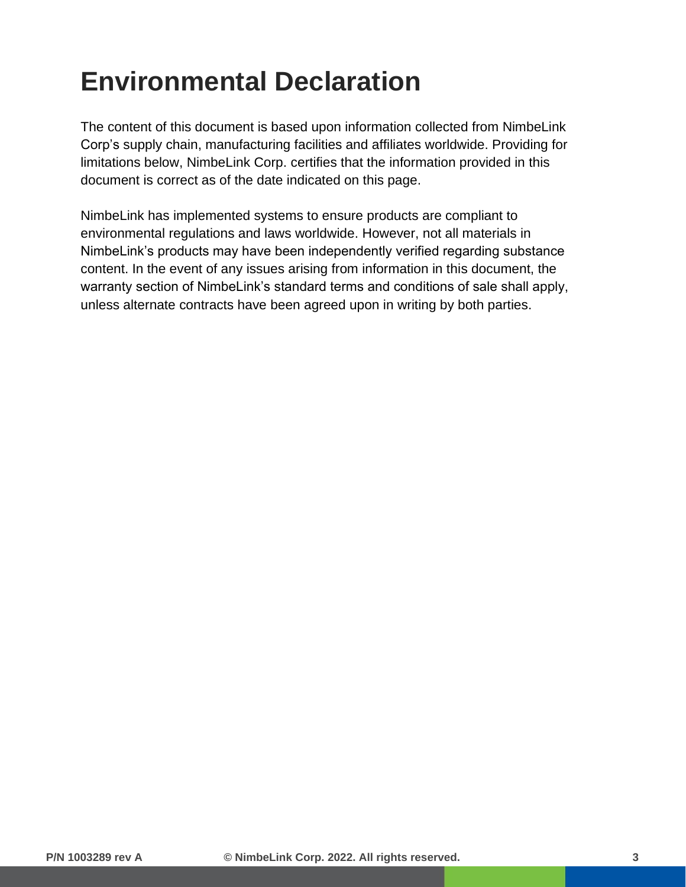# Environmental Declaration

The content of this document is based upon information collected from NimbeLink Corp's supply chain, manufacturing facilities and affiliates worldwide. Providing for limitations below, NimbeLink Corp. certifies that the information provided in this document is correct as of the date indicated on this page.

NimbeLink has implemented systems to ensure products are compliant to environmental regulations and laws worldwide. However, not all materials in NimbeLink's products may have been independently verified regarding substance content. In the event of any issues arising from information in this document, the warranty section of NimbeLink's standard terms and conditions of sale shall apply, unless alternate contracts have been agreed upon in writing by both parties.